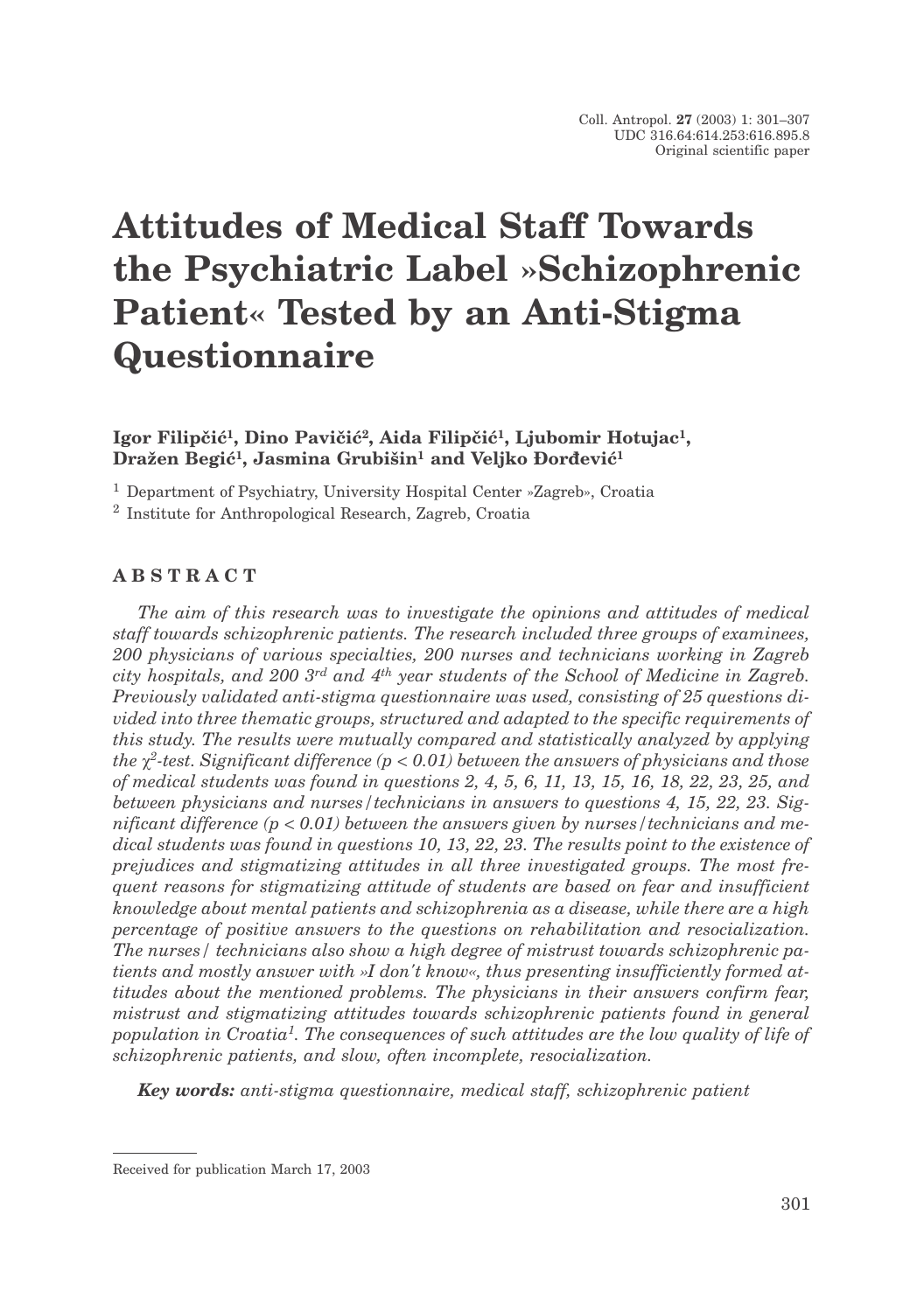Coll. Antropol. **27** (2003) 1: 301–307
UDC 316.64:614.253:616.895.8
Original scientific paper

# Attitudes of Medical Staff Towards the Psychiatric Label »Schizophrenic Patient« Tested by an Anti-Stigma Questionnaire

**Igor Filipčić[1], Dino Pavičić[2], Aida Filipčić[1], Ljubomir Hotujac[1], Dražen Begić[1], Jasmina Grubišin[1] and Veljko Đorđević[1]**

[1] Department of Psychiatry, University Hospital Center »Zagreb«, Croatia

[2] Institute for Anthropological Research, Zagreb, Croatia

## ABSTRACT

*The aim of this research was to investigate the opinions and attitudes of medical staff towards schizophrenic patients. The research included three groups of examinees, 200 physicians of various specialties, 200 nurses and technicians working in Zagreb city hospitals, and 200 3rd and 4th year students of the School of Medicine in Zagreb. Previously validated anti-stigma questionnaire was used, consisting of 25 questions divided into three thematic groups, structured and adapted to the specific requirements of this study. The results were mutually compared and statistically analyzed by applying the $\chi^2$-test. Significant difference ($p < 0.01$) between the answers of physicians and those of medical students was found in questions 2, 4, 5, 6, 11, 13, 15, 16, 18, 22, 23, 25, and between physicians and nurses/technicians in answers to questions 4, 15, 22, 23. Significant difference ($p < 0.01$) between the answers given by nurses/technicians and medical students was found in questions 10, 13, 22, 23. The results point to the existence of prejudices and stigmatizing attitudes in all three investigated groups. The most frequent reasons for stigmatizing attitude of students are based on fear and insufficient knowledge about mental patients and schizophrenia as a disease, while there are a high percentage of positive answers to the questions on rehabilitation and resocialization. The nurses/ technicians also show a high degree of mistrust towards schizophrenic patients and mostly answer with »I don't know«, thus presenting insufficiently formed attitudes about the mentioned problems. The physicians in their answers confirm fear, mistrust and stigmatizing attitudes towards schizophrenic patients found in general population in Croatia[1]. The consequences of such attitudes are the low quality of life of schizophrenic patients, and slow, often incomplete, resocialization.*

***Key words:*** *anti-stigma questionnaire, medical staff, schizophrenic patient*

Received for publication March 17, 2003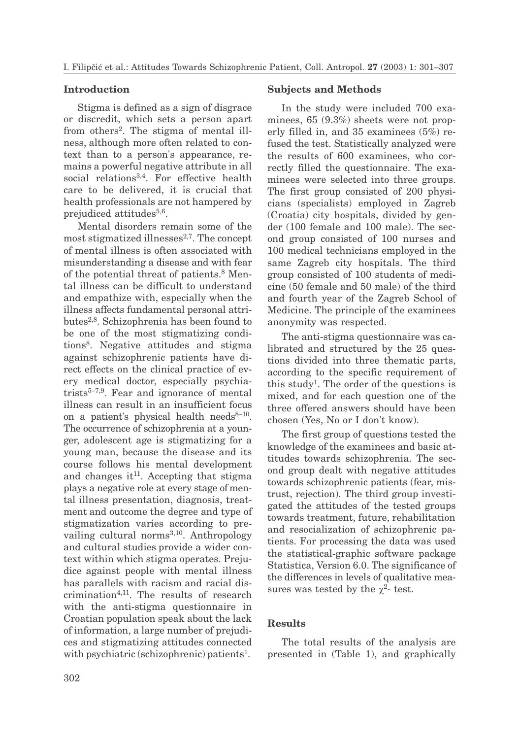## Introduction

Stigma is defined as a sign of disgrace or discredit, which sets a person apart from others[2]. The stigma of mental illness, although more often related to context than to a person's appearance, remains a powerful negative attribute in all social relations[3,4]. For effective health care to be delivered, it is crucial that health professionals are not hampered by prejudiced attitudes[5,6].

Mental disorders remain some of the most stigmatized illnesses[2,7]. The concept of mental illness is often associated with misunderstanding a disease and with fear of the potential threat of patients.[8] Mental illness can be difficult to understand and empathize with, especially when the illness affects fundamental personal attributes[2,8]. Schizophrenia has been found to be one of the most stigmatizing conditions[8]. Negative attitudes and stigma against schizophrenic patients have direct effects on the clinical practice of every medical doctor, especially psychiatrists[5–7,9]. Fear and ignorance of mental illness can result in an insufficient focus on a patient's physical health needs[8–10]. The occurrence of schizophrenia at a younger, adolescent age is stigmatizing for a young man, because the disease and its course follows his mental development and changes it[11]. Accepting that stigma plays a negative role at every stage of mental illness presentation, diagnosis, treatment and outcome the degree and type of stigmatization varies according to prevailing cultural norms[3,10]. Anthropology and cultural studies provide a wider context within which stigma operates. Prejudice against people with mental illness has parallels with racism and racial discrimination[4,11]. The results of research with the anti-stigma questionnaire in Croatian population speak about the lack of information, a large number of prejudices and stigmatizing attitudes connected with psychiatric (schizophrenic) patients[1].

## Subjects and Methods

In the study were included 700 examinees, 65 (9.3%) sheets were not properly filled in, and 35 examinees (5%) refused the test. Statistically analyzed were the results of 600 examinees, who correctly filled the questionnaire. The examinees were selected into three groups. The first group consisted of 200 physicians (specialists) employed in Zagreb (Croatia) city hospitals, divided by gender (100 female and 100 male). The second group consisted of 100 nurses and 100 medical technicians employed in the same Zagreb city hospitals. The third group consisted of 100 students of medicine (50 female and 50 male) of the third and fourth year of the Zagreb School of Medicine. The principle of the examinees anonymity was respected.

The anti-stigma questionnaire was calibrated and structured by the 25 questions divided into three thematic parts, according to the specific requirement of this study[1]. The order of the questions is mixed, and for each question one of the three offered answers should have been chosen (Yes, No or I don't know).

The first group of questions tested the knowledge of the examinees and basic attitudes towards schizophrenia. The second group dealt with negative attitudes towards schizophrenic patients (fear, mistrust, rejection). The third group investigated the attitudes of the tested groups towards treatment, future, rehabilitation and resocialization of schizophrenic patients. For processing the data was used the statistical-graphic software package Statistica, Version 6.0. The significance of the differences in levels of qualitative measures was tested by the $\chi^2$- test.

## Results

The total results of the analysis are presented in (Table 1), and graphically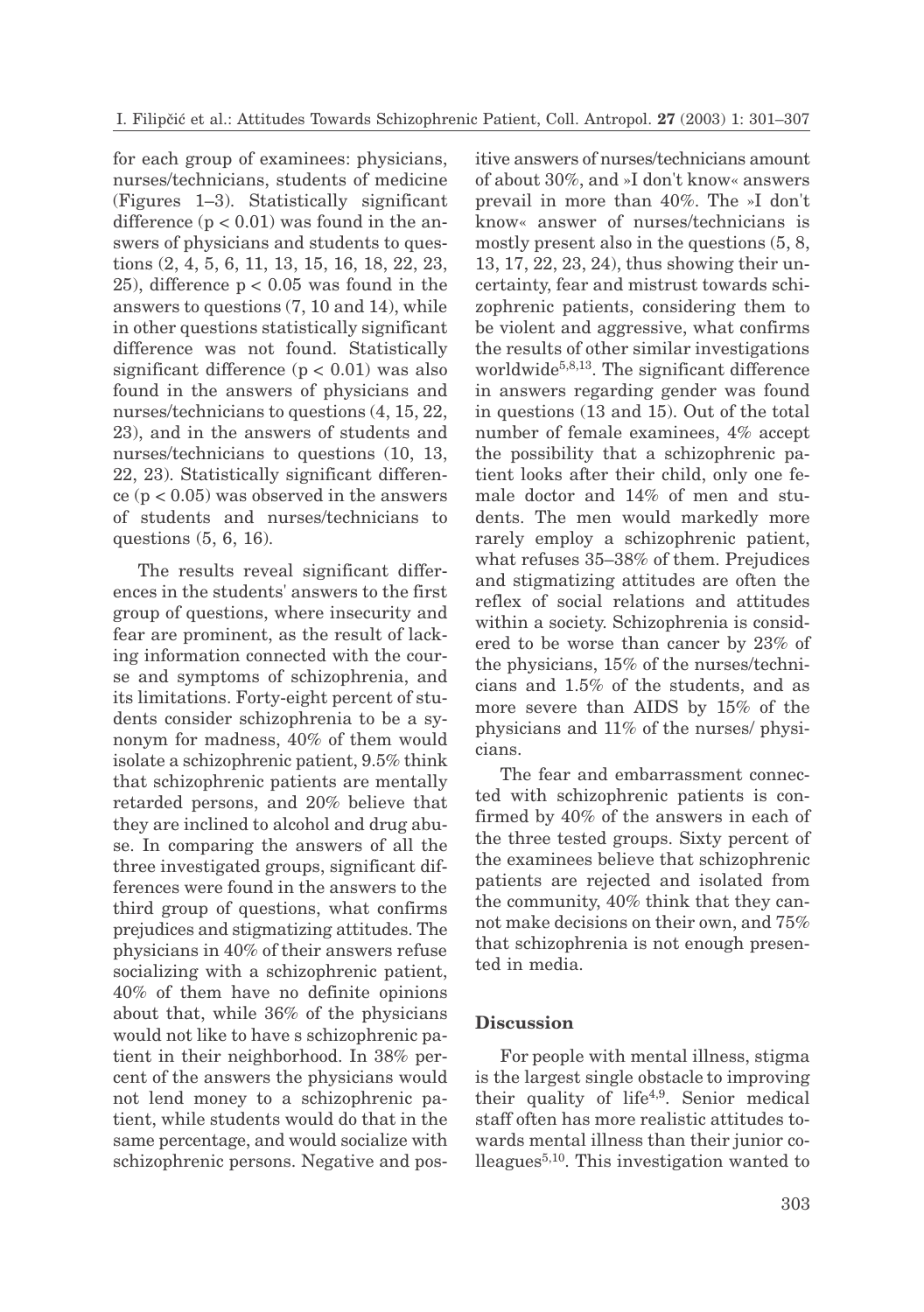for each group of examinees: physicians, nurses/technicians, students of medicine (Figures 1–3). Statistically significant difference ($p < 0.01$) was found in the answers of physicians and students to questions (2, 4, 5, 6, 11, 13, 15, 16, 18, 22, 23, 25), difference $p < 0.05$ was found in the answers to questions (7, 10 and 14), while in other questions statistically significant difference was not found. Statistically significant difference ($p < 0.01$) was also found in the answers of physicians and nurses/technicians to questions (4, 15, 22, 23), and in the answers of students and nurses/technicians to questions (10, 13, 22, 23). Statistically significant difference ($p < 0.05$) was observed in the answers of students and nurses/technicians to questions (5, 6, 16).

The results reveal significant differences in the students' answers to the first group of questions, where insecurity and fear are prominent, as the result of lacking information connected with the course and symptoms of schizophrenia, and its limitations. Forty-eight percent of students consider schizophrenia to be a synonym for madness, 40% of them would isolate a schizophrenic patient, 9.5% think that schizophrenic patients are mentally retarded persons, and 20% believe that they are inclined to alcohol and drug abuse. In comparing the answers of all the three investigated groups, significant differences were found in the answers to the third group of questions, what confirms prejudices and stigmatizing attitudes. The physicians in 40% of their answers refuse socializing with a schizophrenic patient, 40% of them have no definite opinions about that, while 36% of the physicians would not like to have s schizophrenic patient in their neighborhood. In 38% percent of the answers the physicians would not lend money to a schizophrenic patient, while students would do that in the same percentage, and would socialize with schizophrenic persons. Negative and positive answers of nurses/technicians amount of about 30%, and »I don't know« answers prevail in more than 40%. The »I don't know« answer of nurses/technicians is mostly present also in the questions (5, 8, 13, 17, 22, 23, 24), thus showing their uncertainty, fear and mistrust towards schizophrenic patients, considering them to be violent and aggressive, what confirms the results of other similar investigations worldwide[5,8,13]. The significant difference in answers regarding gender was found in questions (13 and 15). Out of the total number of female examinees, 4% accept the possibility that a schizophrenic patient looks after their child, only one female doctor and 14% of men and students. The men would markedly more rarely employ a schizophrenic patient, what refuses 35–38% of them. Prejudices and stigmatizing attitudes are often the reflex of social relations and attitudes within a society. Schizophrenia is considered to be worse than cancer by 23% of the physicians, 15% of the nurses/technicians and 1.5% of the students, and as more severe than AIDS by 15% of the physicians and 11% of the nurses/ physicians.

The fear and embarrassment connected with schizophrenic patients is confirmed by 40% of the answers in each of the three tested groups. Sixty percent of the examinees believe that schizophrenic patients are rejected and isolated from the community, 40% think that they cannot make decisions on their own, and 75% that schizophrenia is not enough presented in media.

## Discussion

For people with mental illness, stigma is the largest single obstacle to improving their quality of life[4,9]. Senior medical staff often has more realistic attitudes towards mental illness than their junior colleagues[5,10]. This investigation wanted to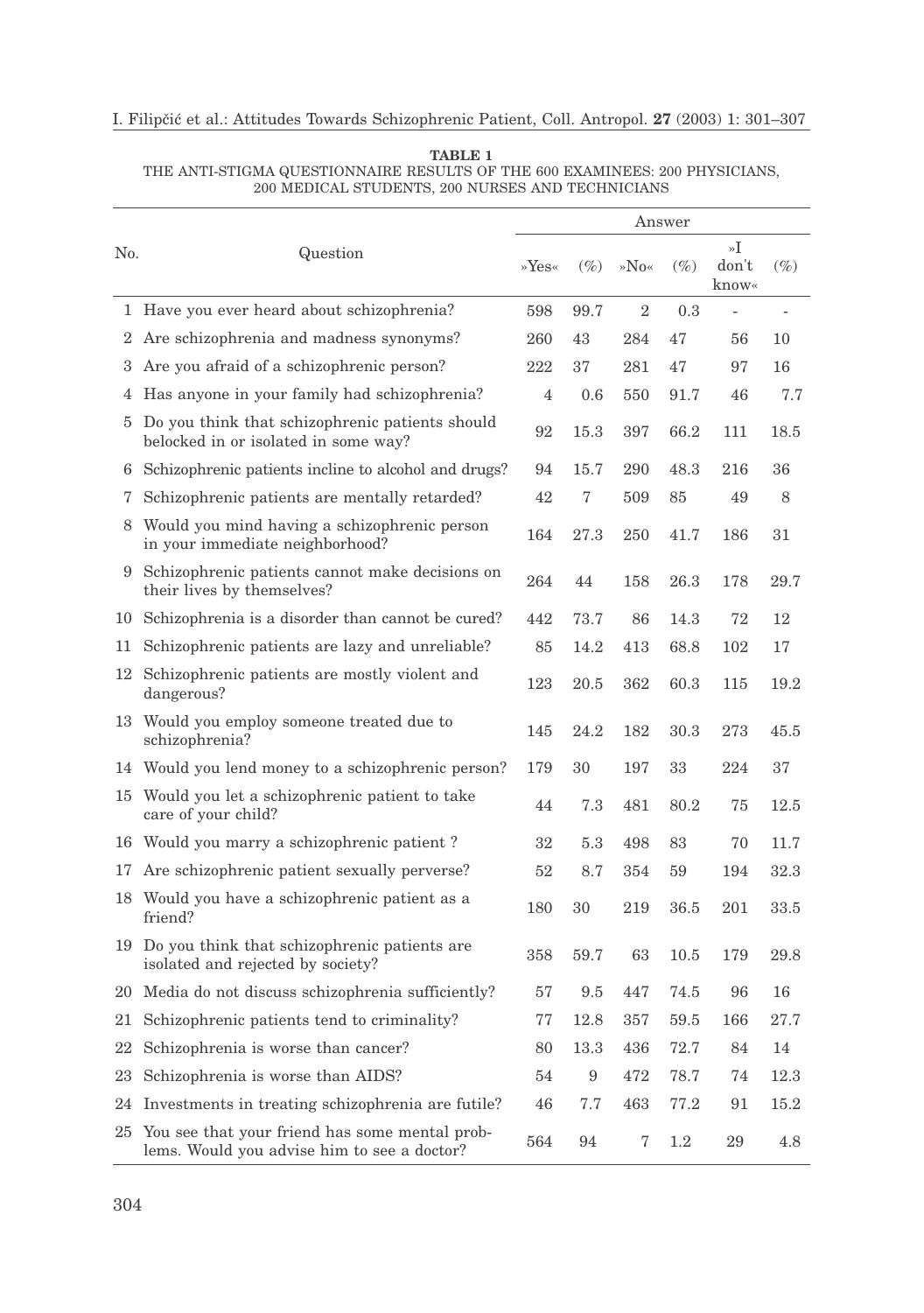**TABLE 1**
THE ANTI-STIGMA QUESTIONNAIRE RESULTS OF THE 600 EXAMINEES: 200 PHYSICIANS, 200 MEDICAL STUDENTS, 200 NURSES AND TECHNICIANS

| No. | Question | Answer | | | | | |
|---|---|---|---|---|---|---|---|
| | | »Yes« | (%) | »No« | (%) | »I don't know« | (%) |
| 1 | Have you ever heard about schizophrenia? | 598 | 99.7 | 2 | 0.3 | - | - |
| 2 | Are schizophrenia and madness synonyms? | 260 | 43 | 284 | 47 | 56 | 10 |
| 3 | Are you afraid of a schizophrenic person? | 222 | 37 | 281 | 47 | 97 | 16 |
| 4 | Has anyone in your family had schizophrenia? | 4 | 0.6 | 550 | 91.7 | 46 | 7.7 |
| 5 | Do you think that schizophrenic patients should belocked in or isolated in some way? | 92 | 15.3 | 397 | 66.2 | 111 | 18.5 |
| 6 | Schizophrenic patients incline to alcohol and drugs? | 94 | 15.7 | 290 | 48.3 | 216 | 36 |
| 7 | Schizophrenic patients are mentally retarded? | 42 | 7 | 509 | 85 | 49 | 8 |
| 8 | Would you mind having a schizophrenic person in your immediate neighborhood? | 164 | 27.3 | 250 | 41.7 | 186 | 31 |
| 9 | Schizophrenic patients cannot make decisions on their lives by themselves? | 264 | 44 | 158 | 26.3 | 178 | 29.7 |
| 10 | Schizophrenia is a disorder than cannot be cured? | 442 | 73.7 | 86 | 14.3 | 72 | 12 |
| 11 | Schizophrenic patients are lazy and unreliable? | 85 | 14.2 | 413 | 68.8 | 102 | 17 |
| 12 | Schizophrenic patients are mostly violent and dangerous? | 123 | 20.5 | 362 | 60.3 | 115 | 19.2 |
| 13 | Would you employ someone treated due to schizophrenia? | 145 | 24.2 | 182 | 30.3 | 273 | 45.5 |
| 14 | Would you lend money to a schizophrenic person? | 179 | 30 | 197 | 33 | 224 | 37 |
| 15 | Would you let a schizophrenic patient to take care of your child? | 44 | 7.3 | 481 | 80.2 | 75 | 12.5 |
| 16 | Would you marry a schizophrenic patient ? | 32 | 5.3 | 498 | 83 | 70 | 11.7 |
| 17 | Are schizophrenic patient sexually perverse? | 52 | 8.7 | 354 | 59 | 194 | 32.3 |
| 18 | Would you have a schizophrenic patient as a friend? | 180 | 30 | 219 | 36.5 | 201 | 33.5 |
| 19 | Do you think that schizophrenic patients are isolated and rejected by society? | 358 | 59.7 | 63 | 10.5 | 179 | 29.8 |
| 20 | Media do not discuss schizophrenia sufficiently? | 57 | 9.5 | 447 | 74.5 | 96 | 16 |
| 21 | Schizophrenic patients tend to criminality? | 77 | 12.8 | 357 | 59.5 | 166 | 27.7 |
| 22 | Schizophrenia is worse than cancer? | 80 | 13.3 | 436 | 72.7 | 84 | 14 |
| 23 | Schizophrenia is worse than AIDS? | 54 | 9 | 472 | 78.7 | 74 | 12.3 |
| 24 | Investments in treating schizophrenia are futile? | 46 | 7.7 | 463 | 77.2 | 91 | 15.2 |
| 25 | You see that your friend has some mental problems. Would you advise him to see a doctor? | 564 | 94 | 7 | 1.2 | 29 | 4.8 |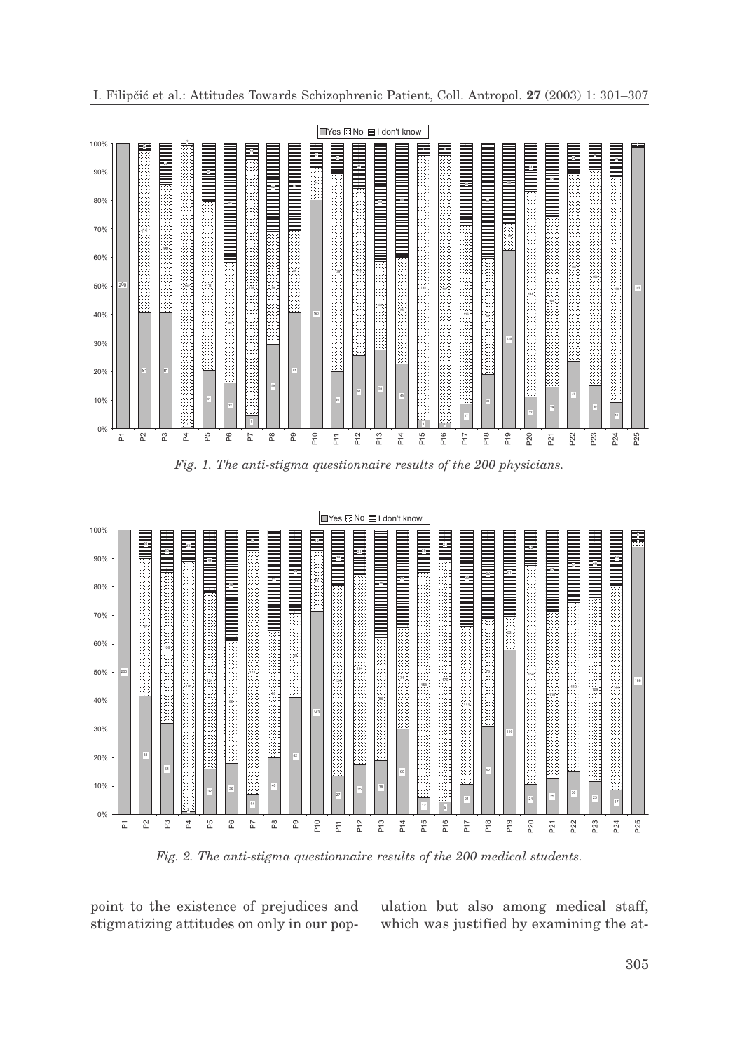*Fig. 1. The anti-stigma questionnaire results of the 200 physicians.*

*Fig. 2. The anti-stigma questionnaire results of the 200 medical students.*

point to the existence of prejudices and stigmatizing attitudes on only in our population but also among medical staff, which was justified by examining the at-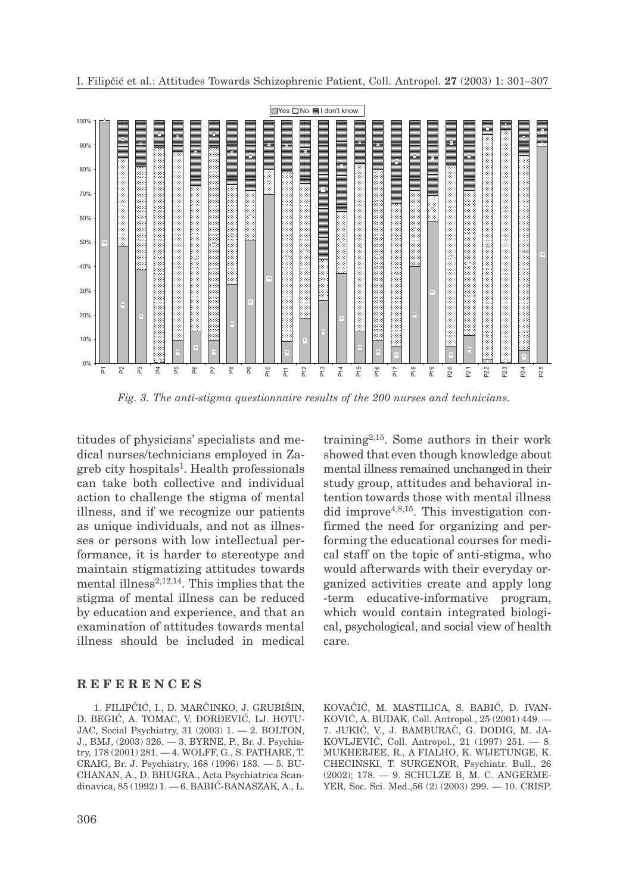*Fig. 3. The anti-stigma questionnaire results of the 200 nurses and technicians.*

titudes of physicians' specialists and medical nurses/technicians employed in Zagreb city hospitals[1]. Health professionals can take both collective and individual action to challenge the stigma of mental illness, and if we recognize our patients as unique individuals, and not as illnesses or persons with low intellectual performance, it is harder to stereotype and maintain stigmatizing attitudes towards mental illness[2,12,14]. This implies that the stigma of mental illness can be reduced by education and experience, and that an examination of attitudes towards mental illness should be included in medical training[2,15]. Some authors in their work showed that even though knowledge about mental illness remained unchanged in their study group, attitudes and behavioral intention towards those with mental illness did improve[4,8,15]. This investigation confirmed the need for organizing and performing the educational courses for medical staff on the topic of anti-stigma, who would afterwards with their everyday organized activities create and apply long -term educative-informative program, which would contain integrated biological, psychological, and social view of health care.

## REFERENCES

1. FILIPČIĆ, I., D. MARČINKO, J. GRUBIŠIN, D. BEGIĆ, A. TOMAC, V. ĐORĐEVIĆ, LJ. HOTUJAC, Social Psychiatry, 31 (2003) 1. — 2. BOLTON, J., BMJ, (2003) 326. — 3. BYRNE, P., Br. J. Psychiatry, 178 (2001) 281. — 4. WOLFF, G., S. PATHARE, T. CRAIG, Br. J. Psychiatry, 168 (1996) 183. — 5. BUCHANAN, A., D. BHUGRA., Acta Psychiatrica Scandinavica, 85 (1992) 1. — 6. BABIĆ-BANASZAK, A., L. KOVAČIĆ, M. MASTILICA, S. BABIĆ, D. IVANKOVIĆ, A. BUDAK, Coll. Antropol., 25 (2001) 449. — 7. JUKIĆ, V., J. BAMBURAČ, G. DODIG, M. JAKOVLJEVIĆ, Coll. Antropol., 21 (1997) 251. — 8. MUKHERJEE, R., A FIALHO, K. WIJETUNGE, K. CHECINSKI, T. SURGENOR, Psychiatr. Bull., 26 (2002); 178. — 9. SCHULZE B, M. C. ANGERMEYER, Soc. Sci. Med.,56 (2) (2003) 299. — 10. CRISP,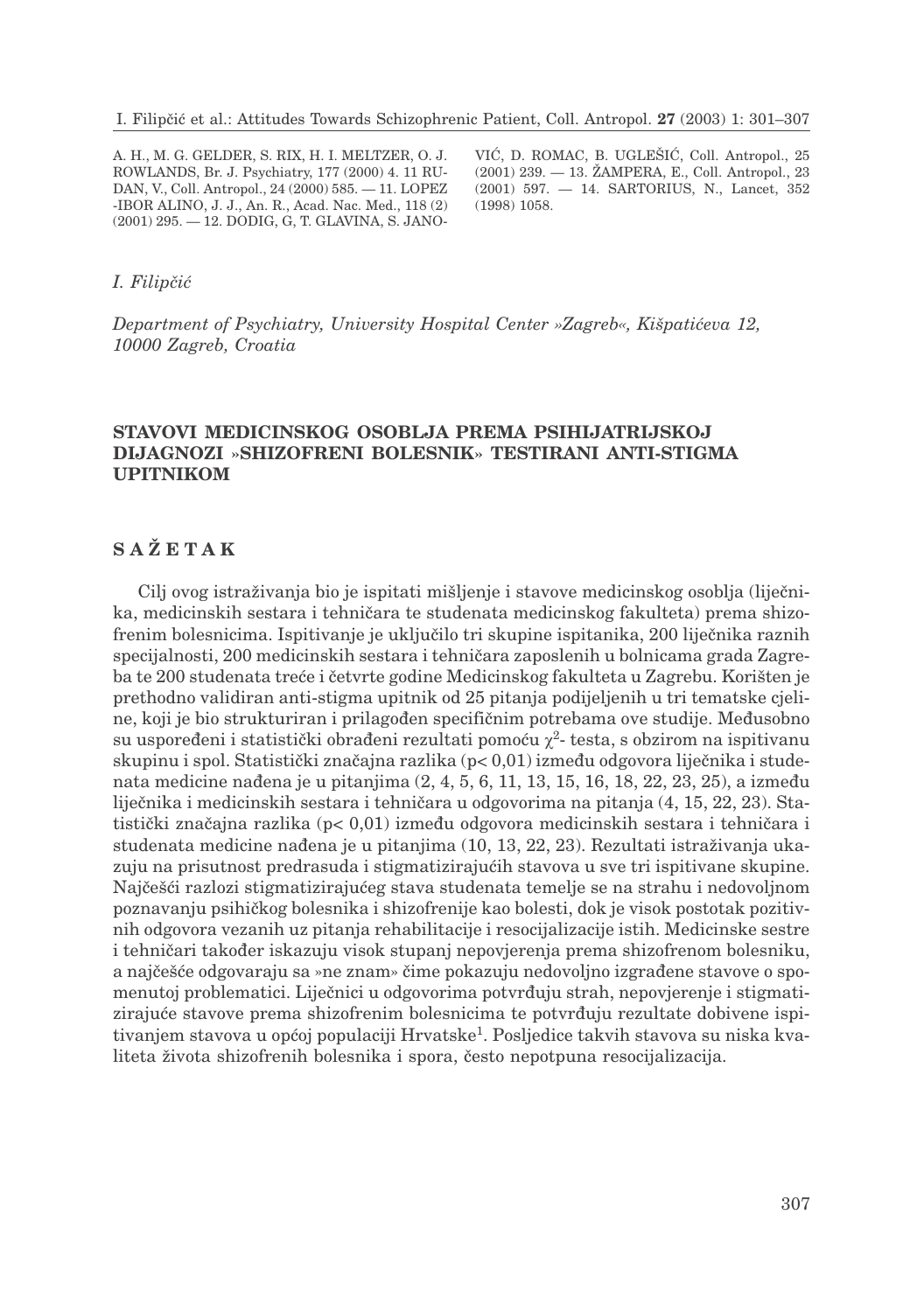A. H., M. G. GELDER, S. RIX, H. I. MELTZER, O. J. ROWLANDS, Br. J. Psychiatry, 177 (2000) 4. 11 RUDAN, V., Coll. Antropol., 24 (2000) 585. — 11. LOPEZ -IBOR ALINO, J. J., An. R., Acad. Nac. Med., 118 (2) (2001) 295. — 12. DODIG, G, T. GLAVINA, S. JANOVIĆ, D. ROMAC, B. UGLEŠIĆ, Coll. Antropol., 25 (2001) 239. — 13. ŽAMPERA, E., Coll. Antropol., 23 (2001) 597. — 14. SARTORIUS, N., Lancet, 352 (1998) 1058.

*I. Filipčić*

*Department of Psychiatry, University Hospital Center »Zagreb«, Kišpatićeva 12, 10000 Zagreb, Croatia*

## STAVOVI MEDICINSKOG OSOBLJA PREMA PSIHIJATRIJSKOJ DIJAGNOZI »SHIZOFRENI BOLESNIK» TESTIRANI ANTI-STIGMA UPITNIKOM

## SAŽETAK

Cilj ovog istraživanja bio je ispitati mišljenje i stavove medicinskog osoblja (liječnika, medicinskih sestara i tehničara te studenata medicinskog fakulteta) prema shizofrenim bolesnicima. Ispitivanje je uključilo tri skupine ispitanika, 200 liječnika raznih specijalnosti, 200 medicinskih sestara i tehničara zaposlenih u bolnicama grada Zagreba te 200 studenata treće i četvrte godine Medicinskog fakulteta u Zagrebu. Korišten je prethodno validiran anti-stigma upitnik od 25 pitanja podijeljenih u tri tematske cjeline, koji je bio strukturiran i prilagođen specifičnim potrebama ove studije. Međusobno su uspoređeni i statistički obrađeni rezultati pomoću $\chi^2$- testa, s obzirom na ispitivanu skupinu i spol. Statistički značajna razlika ($p< 0{,}01$) između odgovora liječnika i studenata medicine nađena je u pitanjima (2, 4, 5, 6, 11, 13, 15, 16, 18, 22, 23, 25), a između liječnika i medicinskih sestara i tehničara u odgovorima na pitanja (4, 15, 22, 23). Statistički značajna razlika ($p< 0{,}01$) između odgovora medicinskih sestara i tehničara i studenata medicine nađena je u pitanjima (10, 13, 22, 23). Rezultati istraživanja ukazuju na prisutnost predrasuda i stigmatizirajućih stavova u sve tri ispitivane skupine. Najčešći razlozi stigmatizirajućeg stava studenata temelje se na strahu i nedovoljnom poznavanju psihičkog bolesnika i shizofrenije kao bolesti, dok je visok postotak pozitivnih odgovora vezanih uz pitanja rehabilitacije i resocijalizacije istih. Medicinske sestre i tehničari također iskazuju visok stupanj nepovjerenja prema shizofrenom bolesniku, a najčešće odgovaraju sa »ne znam» čime pokazuju nedovoljno izgrađene stavove o spomenutoj problematici. Liječnici u odgovorima potvrđuju strah, nepovjerenje i stigmatizirajuće stavove prema shizofrenim bolesnicima te potvrđuju rezultate dobivene ispitivanjem stavova u općoj populaciji Hrvatske[1]. Posljedice takvih stavova su niska kvaliteta života shizofrenih bolesnika i spora, često nepotpuna resocijalizacija.